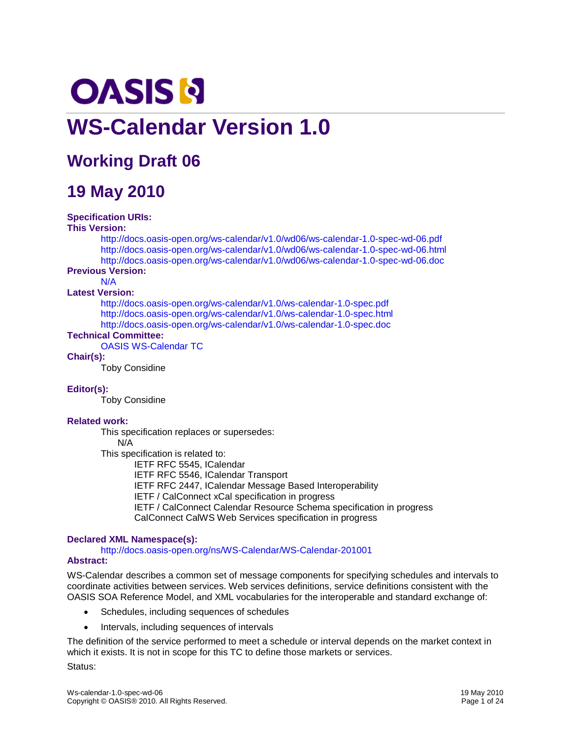OASIS

# WS-Calendar Version 1.0

## Working Draft 06

## 19 May 2010

**Specification URIs:**

**This Version:**

http://docs.oasis-open.org/ws-calendar/v1.0/wd06/ws-calendar-1.0-spec-wd-06.pdf
http://docs.oasis-open.org/ws-calendar/v1.0/wd06/ws-calendar-1.0-spec-wd-06.html
http://docs.oasis-open.org/ws-calendar/v1.0/wd06/ws-calendar-1.0-spec-wd-06.doc

**Previous Version:**

N/A

**Latest Version:**

http://docs.oasis-open.org/ws-calendar/v1.0/ws-calendar-1.0-spec.pdf
http://docs.oasis-open.org/ws-calendar/v1.0/ws-calendar-1.0-spec.html
http://docs.oasis-open.org/ws-calendar/v1.0/ws-calendar-1.0-spec.doc

**Technical Committee:**

OASIS WS-Calendar TC

**Chair(s):**

Toby Considine

**Editor(s):**

Toby Considine

**Related work:**

This specification replaces or supersedes:

N/A

This specification is related to:

IETF RFC 5545, ICalendar
IETF RFC 5546, ICalendar Transport
IETF RFC 2447, ICalendar Message Based Interoperability
IETF / CalConnect xCal specification in progress
IETF / CalConnect Calendar Resource Schema specification in progress
CalConnect CalWS Web Services specification in progress

**Declared XML Namespace(s):**

http://docs.oasis-open.org/ns/WS-Calendar/WS-Calendar-201001

**Abstract:**

WS-Calendar describes a common set of message components for specifying schedules and intervals to coordinate activities between services. Web services definitions, service definitions consistent with the OASIS SOA Reference Model, and XML vocabularies for the interoperable and standard exchange of:

- Schedules, including sequences of schedules
- Intervals, including sequences of intervals

The definition of the service performed to meet a schedule or interval depends on the market context in which it exists. It is not in scope for this TC to define those markets or services.

Status: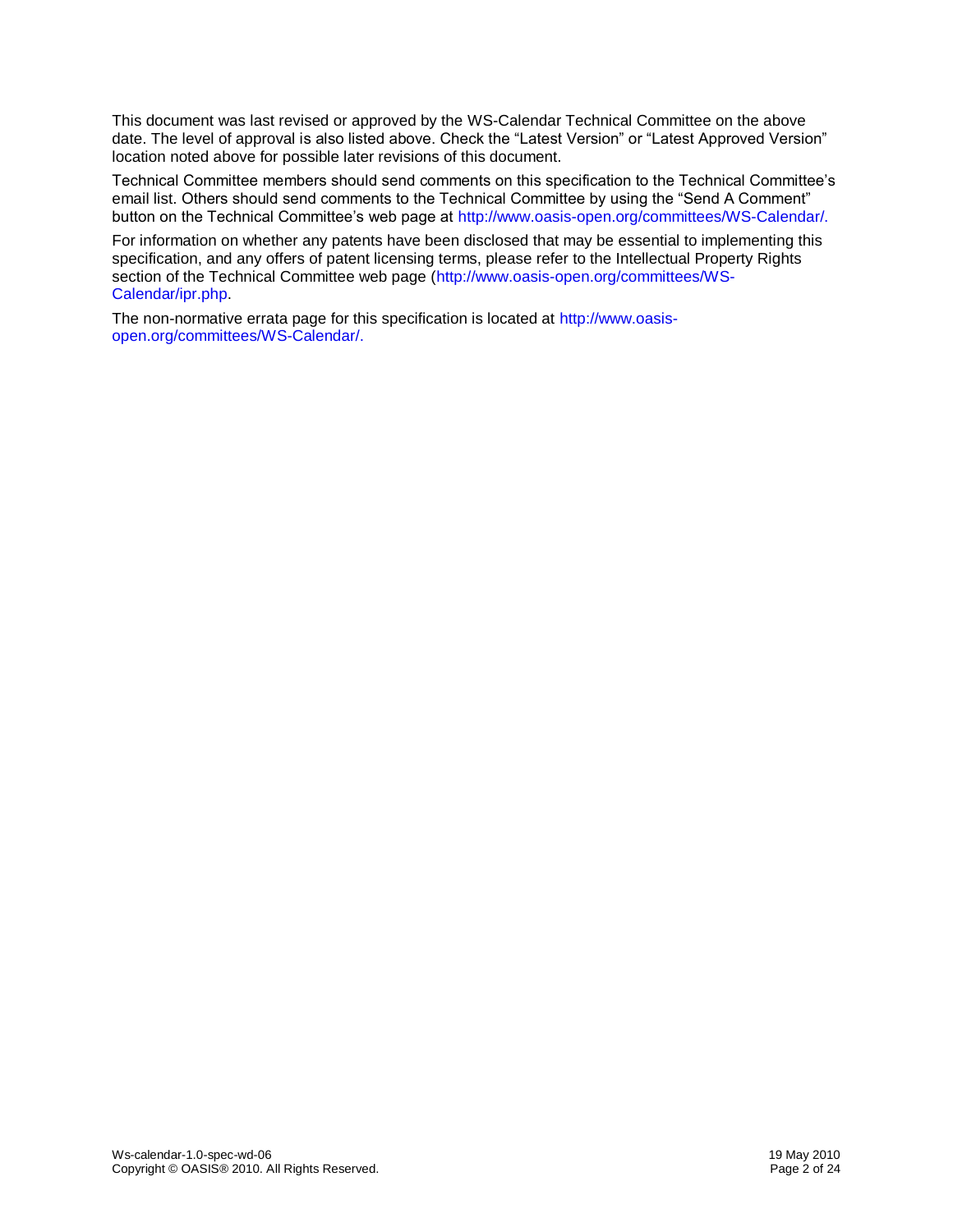This document was last revised or approved by the WS-Calendar Technical Committee on the above date. The level of approval is also listed above. Check the "Latest Version" or "Latest Approved Version" location noted above for possible later revisions of this document.

Technical Committee members should send comments on this specification to the Technical Committee's email list. Others should send comments to the Technical Committee by using the "Send A Comment" button on the Technical Committee's web page at http://www.oasis-open.org/committees/WS-Calendar/.

For information on whether any patents have been disclosed that may be essential to implementing this specification, and any offers of patent licensing terms, please refer to the Intellectual Property Rights section of the Technical Committee web page (http://www.oasis-open.org/committees/WS-Calendar/ipr.php.

The non-normative errata page for this specification is located at http://www.oasis-open.org/committees/WS-Calendar/.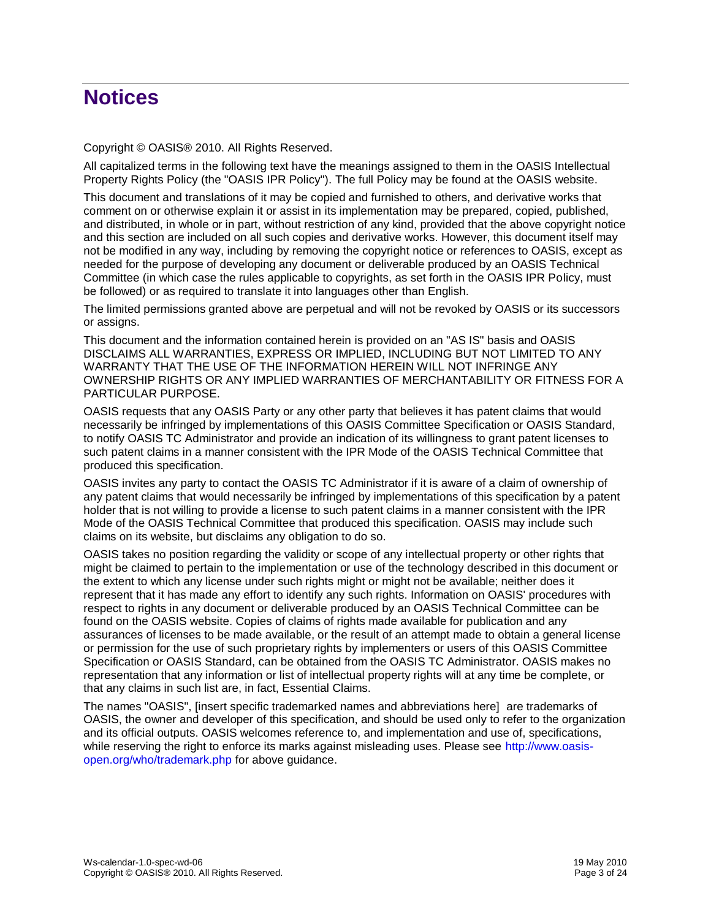# Notices

Copyright © OASIS® 2010. All Rights Reserved.

All capitalized terms in the following text have the meanings assigned to them in the OASIS Intellectual Property Rights Policy (the "OASIS IPR Policy"). The full Policy may be found at the OASIS website.

This document and translations of it may be copied and furnished to others, and derivative works that comment on or otherwise explain it or assist in its implementation may be prepared, copied, published, and distributed, in whole or in part, without restriction of any kind, provided that the above copyright notice and this section are included on all such copies and derivative works. However, this document itself may not be modified in any way, including by removing the copyright notice or references to OASIS, except as needed for the purpose of developing any document or deliverable produced by an OASIS Technical Committee (in which case the rules applicable to copyrights, as set forth in the OASIS IPR Policy, must be followed) or as required to translate it into languages other than English.

The limited permissions granted above are perpetual and will not be revoked by OASIS or its successors or assigns.

This document and the information contained herein is provided on an "AS IS" basis and OASIS DISCLAIMS ALL WARRANTIES, EXPRESS OR IMPLIED, INCLUDING BUT NOT LIMITED TO ANY WARRANTY THAT THE USE OF THE INFORMATION HEREIN WILL NOT INFRINGE ANY OWNERSHIP RIGHTS OR ANY IMPLIED WARRANTIES OF MERCHANTABILITY OR FITNESS FOR A PARTICULAR PURPOSE.

OASIS requests that any OASIS Party or any other party that believes it has patent claims that would necessarily be infringed by implementations of this OASIS Committee Specification or OASIS Standard, to notify OASIS TC Administrator and provide an indication of its willingness to grant patent licenses to such patent claims in a manner consistent with the IPR Mode of the OASIS Technical Committee that produced this specification.

OASIS invites any party to contact the OASIS TC Administrator if it is aware of a claim of ownership of any patent claims that would necessarily be infringed by implementations of this specification by a patent holder that is not willing to provide a license to such patent claims in a manner consistent with the IPR Mode of the OASIS Technical Committee that produced this specification. OASIS may include such claims on its website, but disclaims any obligation to do so.

OASIS takes no position regarding the validity or scope of any intellectual property or other rights that might be claimed to pertain to the implementation or use of the technology described in this document or the extent to which any license under such rights might or might not be available; neither does it represent that it has made any effort to identify any such rights. Information on OASIS' procedures with respect to rights in any document or deliverable produced by an OASIS Technical Committee can be found on the OASIS website. Copies of claims of rights made available for publication and any assurances of licenses to be made available, or the result of an attempt made to obtain a general license or permission for the use of such proprietary rights by implementers or users of this OASIS Committee Specification or OASIS Standard, can be obtained from the OASIS TC Administrator. OASIS makes no representation that any information or list of intellectual property rights will at any time be complete, or that any claims in such list are, in fact, Essential Claims.

The names "OASIS", [insert specific trademarked names and abbreviations here] are trademarks of OASIS, the owner and developer of this specification, and should be used only to refer to the organization and its official outputs. OASIS welcomes reference to, and implementation and use of, specifications, while reserving the right to enforce its marks against misleading uses. Please see http://www.oasis-open.org/who/trademark.php for above guidance.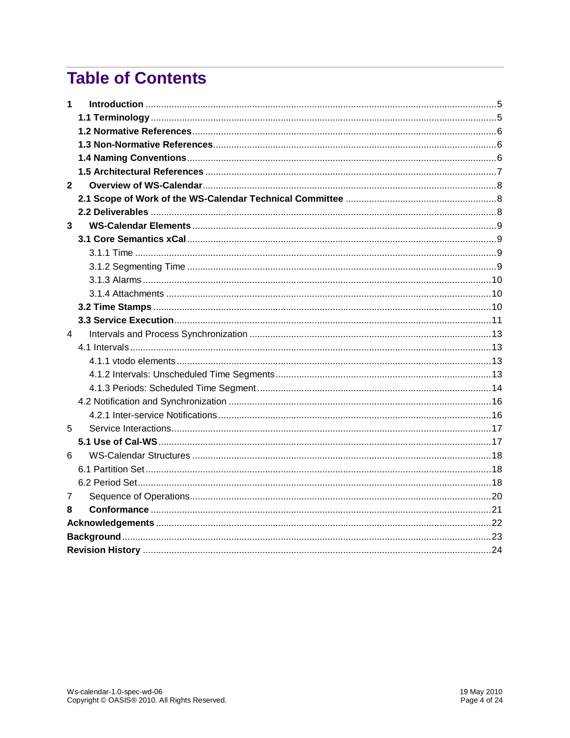# Table of Contents

1 **Introduction** ..... 5
- **1.1 Terminology** ..... 5
- **1.2 Normative References** ..... 6
- **1.3 Non-Normative References** ..... 6
- **1.4 Naming Conventions** ..... 6
- **1.5 Architectural References** ..... 7

2 **Overview of WS-Calendar** ..... 8
- **2.1 Scope of Work of the WS-Calendar Technical Committee** ..... 8
- **2.2 Deliverables** ..... 8

3 **WS-Calendar Elements** ..... 9
- **3.1 Core Semantics xCal** ..... 9
  - 3.1.1 Time ..... 9
  - 3.1.2 Segmenting Time ..... 9
  - 3.1.3 Alarms ..... 10
  - 3.1.4 Attachments ..... 10
- **3.2 Time Stamps** ..... 10
- **3.3 Service Execution** ..... 11

4 Intervals and Process Synchronization ..... 13
- 4.1 Intervals ..... 13
  - 4.1.1 vtodo elements ..... 13
  - 4.1.2 Intervals: Unscheduled Time Segments ..... 13
  - 4.1.3 Periods: Scheduled Time Segment ..... 14
- 4.2 Notification and Synchronization ..... 16
  - 4.2.1 Inter-service Notifications ..... 16

5 Service Interactions ..... 17
- **5.1 Use of Cal-WS** ..... 17

6 WS-Calendar Structures ..... 18
- 6.1 Partition Set ..... 18
- 6.2 Period Set ..... 18

7 Sequence of Operations ..... 20

8 **Conformance** ..... 21

**Acknowledgements** ..... 22

**Background** ..... 23

**Revision History** ..... 24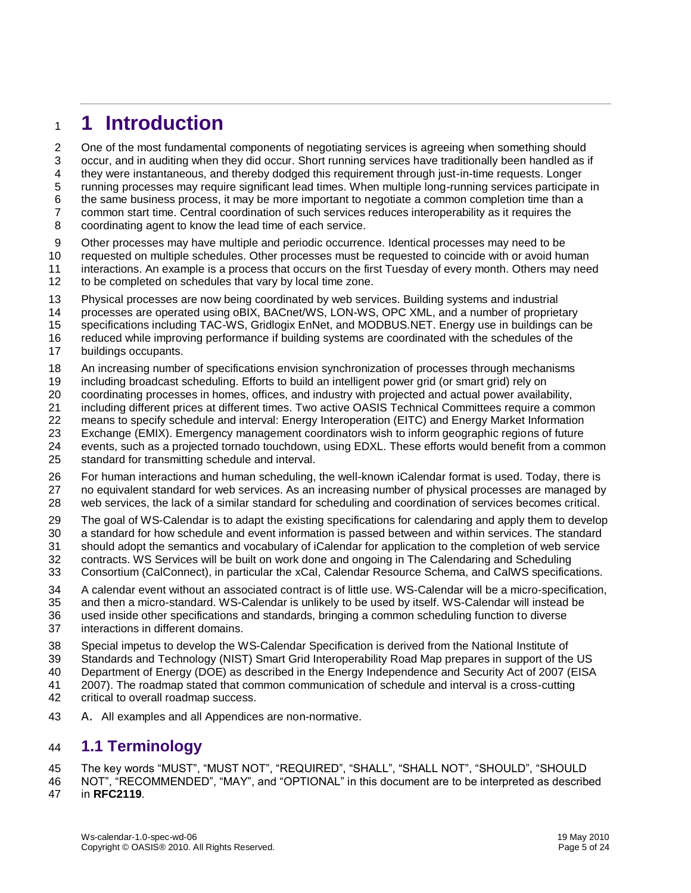# 1 Introduction

One of the most fundamental components of negotiating services is agreeing when something should occur, and in auditing when they did occur. Short running services have traditionally been handled as if they were instantaneous, and thereby dodged this requirement through just-in-time requests. Longer running processes may require significant lead times. When multiple long-running services participate in the same business process, it may be more important to negotiate a common completion time than a common start time. Central coordination of such services reduces interoperability as it requires the coordinating agent to know the lead time of each service.

Other processes may have multiple and periodic occurrence. Identical processes may need to be requested on multiple schedules. Other processes must be requested to coincide with or avoid human interactions. An example is a process that occurs on the first Tuesday of every month. Others may need to be completed on schedules that vary by local time zone.

Physical processes are now being coordinated by web services. Building systems and industrial processes are operated using oBIX, BACnet/WS, LON-WS, OPC XML, and a number of proprietary specifications including TAC-WS, Gridlogix EnNet, and MODBUS.NET. Energy use in buildings can be reduced while improving performance if building systems are coordinated with the schedules of the buildings occupants.

An increasing number of specifications envision synchronization of processes through mechanisms including broadcast scheduling. Efforts to build an intelligent power grid (or smart grid) rely on coordinating processes in homes, offices, and industry with projected and actual power availability, including different prices at different times. Two active OASIS Technical Committees require a common means to specify schedule and interval: Energy Interoperation (EITC) and Energy Market Information Exchange (EMIX). Emergency management coordinators wish to inform geographic regions of future events, such as a projected tornado touchdown, using EDXL. These efforts would benefit from a common standard for transmitting schedule and interval.

For human interactions and human scheduling, the well-known iCalendar format is used. Today, there is no equivalent standard for web services. As an increasing number of physical processes are managed by web services, the lack of a similar standard for scheduling and coordination of services becomes critical.

The goal of WS-Calendar is to adapt the existing specifications for calendaring and apply them to develop a standard for how schedule and event information is passed between and within services. The standard should adopt the semantics and vocabulary of iCalendar for application to the completion of web service contracts. WS Services will be built on work done and ongoing in The Calendaring and Scheduling Consortium (CalConnect), in particular the xCal, Calendar Resource Schema, and CalWS specifications.

A calendar event without an associated contract is of little use. WS-Calendar will be a micro-specification, and then a micro-standard. WS-Calendar is unlikely to be used by itself. WS-Calendar will instead be used inside other specifications and standards, bringing a common scheduling function to diverse interactions in different domains.

Special impetus to develop the WS-Calendar Specification is derived from the National Institute of Standards and Technology (NIST) Smart Grid Interoperability Road Map prepares in support of the US Department of Energy (DOE) as described in the Energy Independence and Security Act of 2007 (EISA 2007). The roadmap stated that common communication of schedule and interval is a cross-cutting critical to overall roadmap success.

A. All examples and all Appendices are non-normative.

## 1.1 Terminology

The key words "MUST", "MUST NOT", "REQUIRED", "SHALL", "SHALL NOT", "SHOULD", "SHOULD NOT", "RECOMMENDED", "MAY", and "OPTIONAL" in this document are to be interpreted as described in **RFC2119**.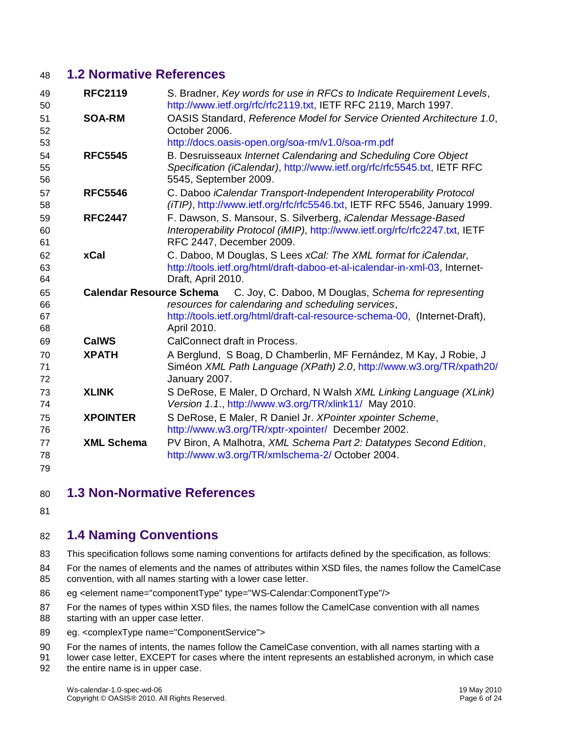## 1.2 Normative References

**RFC2119** S. Bradner, *Key words for use in RFCs to Indicate Requirement Levels*, http://www.ietf.org/rfc/rfc2119.txt, IETF RFC 2119, March 1997.

**SOA-RM** OASIS Standard, *Reference Model for Service Oriented Architecture 1.0*, October 2006. http://docs.oasis-open.org/soa-rm/v1.0/soa-rm.pdf

**RFC5545** B. Desruisseaux *Internet Calendaring and Scheduling Core Object Specification (iCalendar)*, http://www.ietf.org/rfc/rfc5545.txt, IETF RFC 5545, September 2009.

**RFC5546** C. Daboo *iCalendar Transport-Independent Interoperability Protocol (iTIP)*, http://www.ietf.org/rfc/rfc5546.txt, IETF RFC 5546, January 1999.

**RFC2447** F. Dawson, S. Mansour, S. Silverberg, *iCalendar Message-Based Interoperability Protocol (iMIP)*, http://www.ietf.org/rfc/rfc2247.txt, IETF RFC 2447, December 2009.

**xCal** C. Daboo, M Douglas, S Lees *xCal: The XML format for iCalendar,* http://tools.ietf.org/html/draft-daboo-et-al-icalendar-in-xml-03, Internet-Draft, April 2010.

**Calendar Resource Schema** C. Joy, C. Daboo, M Douglas, *Schema for representing resources for calendaring and scheduling services*, http://tools.ietf.org/html/draft-cal-resource-schema-00, (Internet-Draft), April 2010.

**CalWS** CalConnect draft in Process.

**XPATH** A Berglund, S Boag, D Chamberlin, MF Fernández, M Kay, J Robie, J Siméon *XML Path Language (XPath) 2.0*, http://www.w3.org/TR/xpath20/ January 2007.

**XLINK** S DeRose, E Maler, D Orchard, N Walsh *XML Linking Language (XLink) Version 1.1*., http://www.w3.org/TR/xlink11/ May 2010.

**XPOINTER** S DeRose, E Maler, R Daniel Jr. *XPointer xpointer Scheme*, http://www.w3.org/TR/xptr-xpointer/ December 2002.

**XML Schema** PV Biron, A Malhotra, *XML Schema Part 2: Datatypes Second Edition*, http://www.w3.org/TR/xmlschema-2/ October 2004.

## 1.3 Non-Normative References

## 1.4 Naming Conventions

This specification follows some naming conventions for artifacts defined by the specification, as follows:

For the names of elements and the names of attributes within XSD files, the names follow the CamelCase convention, with all names starting with a lower case letter.

eg <element name="componentType" type="WS-Calendar:ComponentType"/>

For the names of types within XSD files, the names follow the CamelCase convention with all names starting with an upper case letter.

eg. <complexType name="ComponentService">

For the names of intents, the names follow the CamelCase convention, with all names starting with a lower case letter, EXCEPT for cases where the intent represents an established acronym, in which case the entire name is in upper case.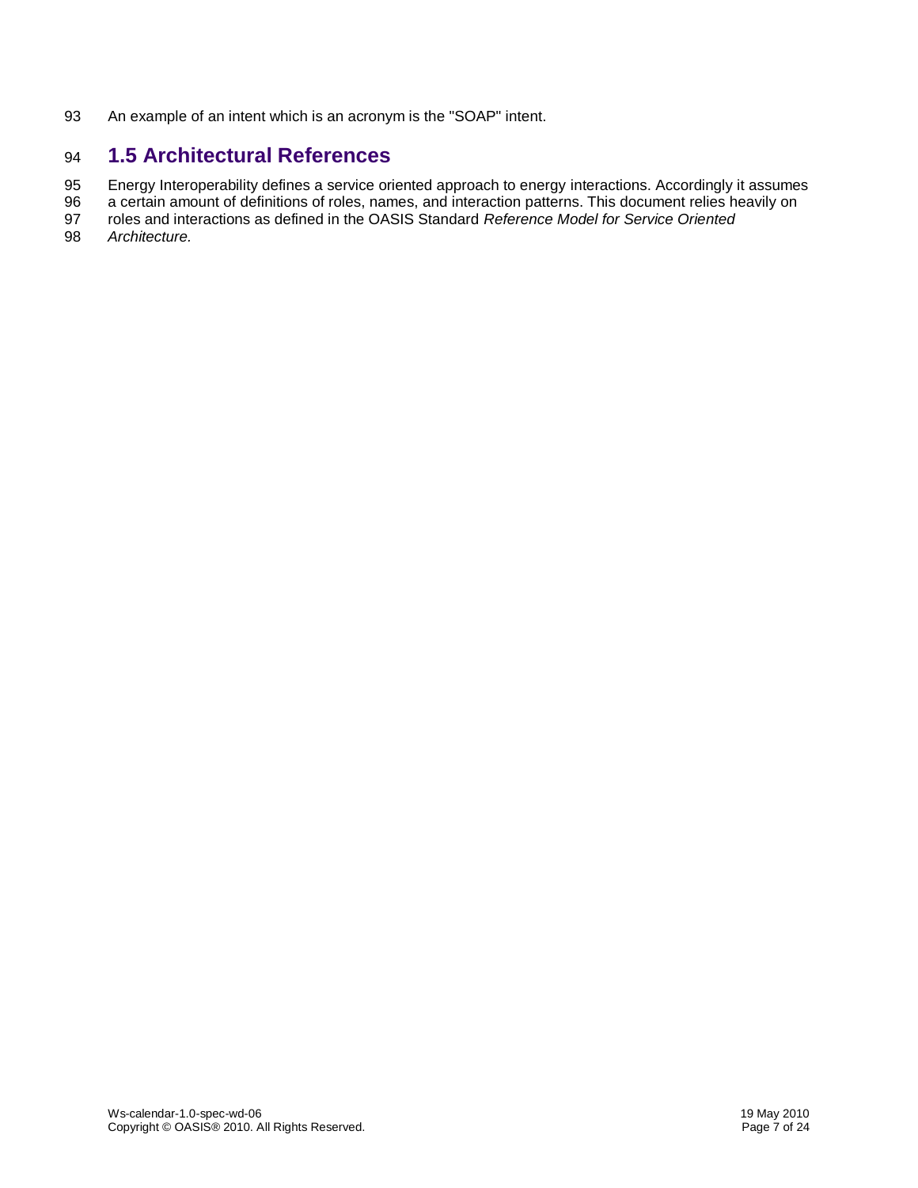An example of an intent which is an acronym is the "SOAP" intent.

## 1.5 Architectural References

Energy Interoperability defines a service oriented approach to energy interactions. Accordingly it assumes a certain amount of definitions of roles, names, and interaction patterns. This document relies heavily on roles and interactions as defined in the OASIS Standard *Reference Model for Service Oriented Architecture.*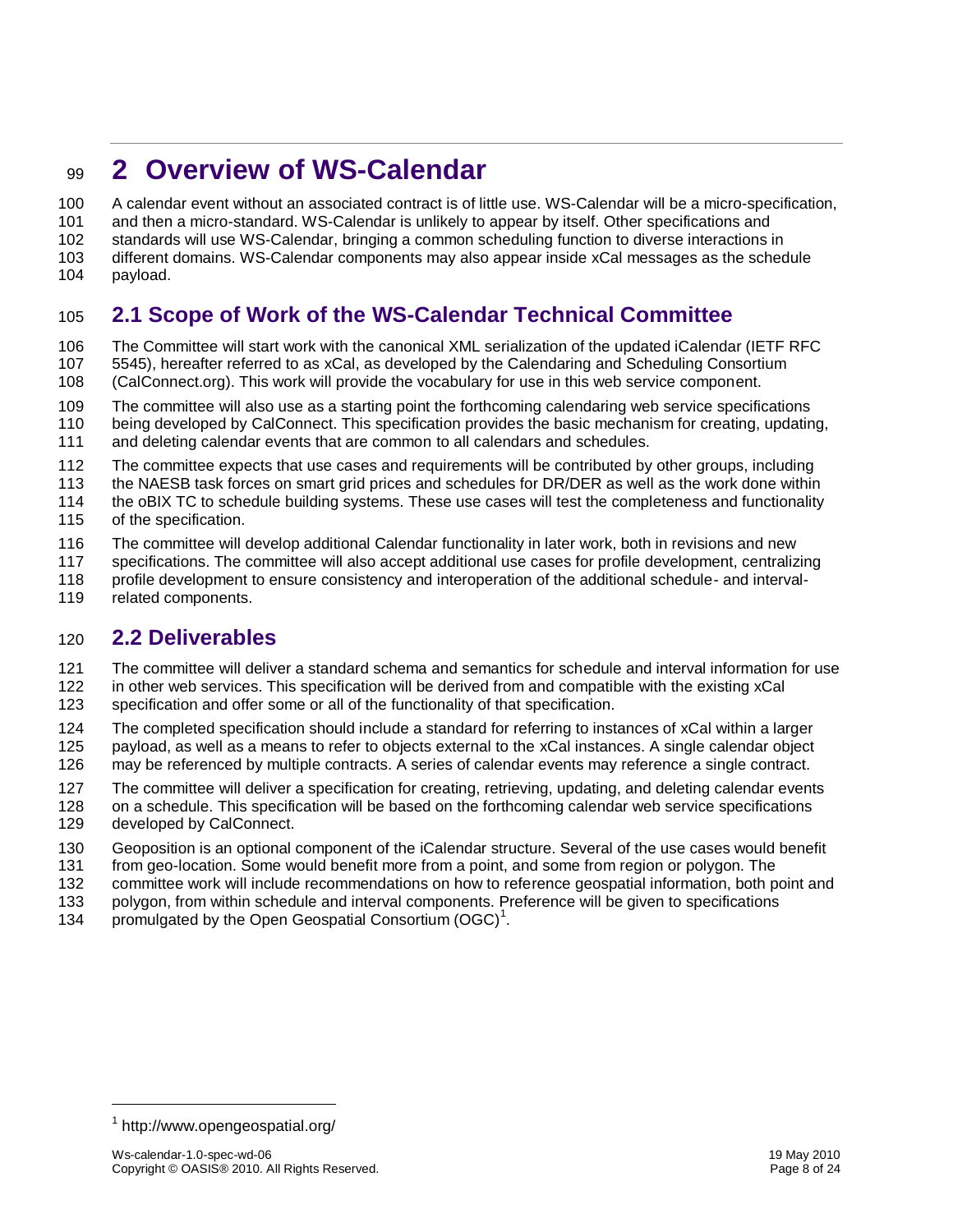# 2 Overview of WS-Calendar

A calendar event without an associated contract is of little use. WS-Calendar will be a micro-specification, and then a micro-standard. WS-Calendar is unlikely to appear by itself. Other specifications and standards will use WS-Calendar, bringing a common scheduling function to diverse interactions in different domains. WS-Calendar components may also appear inside xCal messages as the schedule payload.

## 2.1 Scope of Work of the WS-Calendar Technical Committee

The Committee will start work with the canonical XML serialization of the updated iCalendar (IETF RFC 5545), hereafter referred to as xCal, as developed by the Calendaring and Scheduling Consortium (CalConnect.org). This work will provide the vocabulary for use in this web service component.

The committee will also use as a starting point the forthcoming calendaring web service specifications being developed by CalConnect. This specification provides the basic mechanism for creating, updating, and deleting calendar events that are common to all calendars and schedules.

The committee expects that use cases and requirements will be contributed by other groups, including the NAESB task forces on smart grid prices and schedules for DR/DER as well as the work done within the oBIX TC to schedule building systems. These use cases will test the completeness and functionality of the specification.

The committee will develop additional Calendar functionality in later work, both in revisions and new specifications. The committee will also accept additional use cases for profile development, centralizing profile development to ensure consistency and interoperation of the additional schedule- and interval-related components.

## 2.2 Deliverables

The committee will deliver a standard schema and semantics for schedule and interval information for use in other web services. This specification will be derived from and compatible with the existing xCal specification and offer some or all of the functionality of that specification.

The completed specification should include a standard for referring to instances of xCal within a larger payload, as well as a means to refer to objects external to the xCal instances. A single calendar object may be referenced by multiple contracts. A series of calendar events may reference a single contract.

The committee will deliver a specification for creating, retrieving, updating, and deleting calendar events on a schedule. This specification will be based on the forthcoming calendar web service specifications developed by CalConnect.

Geoposition is an optional component of the iCalendar structure. Several of the use cases would benefit from geo-location. Some would benefit more from a point, and some from region or polygon. The committee work will include recommendations on how to reference geospatial information, both point and polygon, from within schedule and interval components. Preference will be given to specifications promulgated by the Open Geospatial Consortium (OGC)[1].

[1] http://www.opengeospatial.org/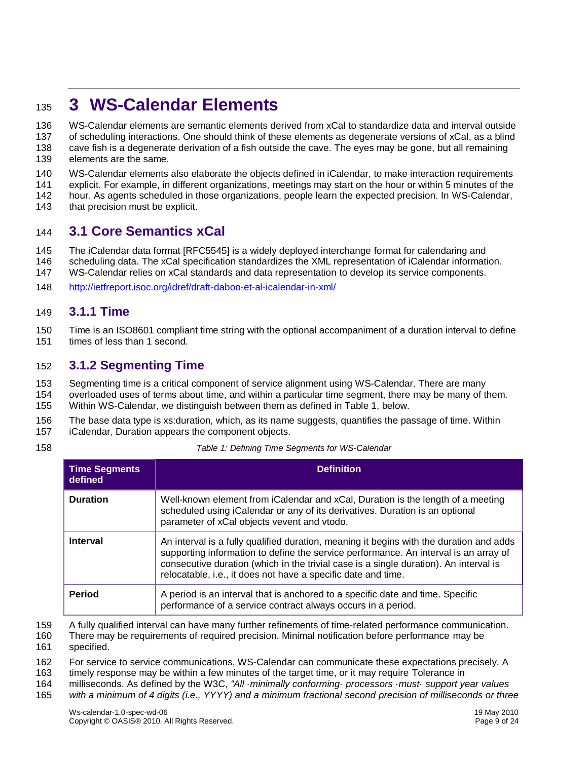# 3 WS-Calendar Elements

WS-Calendar elements are semantic elements derived from xCal to standardize data and interval outside of scheduling interactions. One should think of these elements as degenerate versions of xCal, as a blind cave fish is a degenerate derivation of a fish outside the cave. The eyes may be gone, but all remaining elements are the same.

WS-Calendar elements also elaborate the objects defined in iCalendar, to make interaction requirements explicit. For example, in different organizations, meetings may start on the hour or within 5 minutes of the hour. As agents scheduled in those organizations, people learn the expected precision. In WS-Calendar, that precision must be explicit.

## 3.1 Core Semantics xCal

The iCalendar data format [RFC5545] is a widely deployed interchange format for calendaring and scheduling data. The xCal specification standardizes the XML representation of iCalendar information. WS-Calendar relies on xCal standards and data representation to develop its service components.

http://ietfreport.isoc.org/idref/draft-daboo-et-al-icalendar-in-xml/

### 3.1.1 Time

Time is an ISO8601 compliant time string with the optional accompaniment of a duration interval to define times of less than 1 second.

### 3.1.2 Segmenting Time

Segmenting time is a critical component of service alignment using WS-Calendar. There are many overloaded uses of terms about time, and within a particular time segment, there may be many of them. Within WS-Calendar, we distinguish between them as defined in Table 1, below.

The base data type is xs:duration, which, as its name suggests, quantifies the passage of time. Within iCalendar, Duration appears the component objects.

*Table 1: Defining Time Segments for WS-Calendar*

| Time Segments defined | Definition |
|---|---|
| **Duration** | Well-known element from iCalendar and xCal, Duration is the length of a meeting scheduled using iCalendar or any of its derivatives. Duration is an optional parameter of xCal objects vevent and vtodo. |
| **Interval** | An interval is a fully qualified duration, meaning it begins with the duration and adds supporting information to define the service performance. An interval is an array of consecutive duration (which in the trivial case is a single duration). An interval is relocatable, i.e., it does not have a specific date and time. |
| **Period** | A period is an interval that is anchored to a specific date and time. Specific performance of a service contract always occurs in a period. |

A fully qualified interval can have many further refinements of time-related performance communication. There may be requirements of required precision. Minimal notification before performance may be specified.

For service to service communications, WS-Calendar can communicate these expectations precisely. A timely response may be within a few minutes of the target time, or it may require Tolerance in milliseconds. As defined by the W3C, *"All ·minimally conforming· processors ·must· support year values with a minimum of 4 digits (i.e., YYYY) and a minimum fractional second precision of milliseconds or three*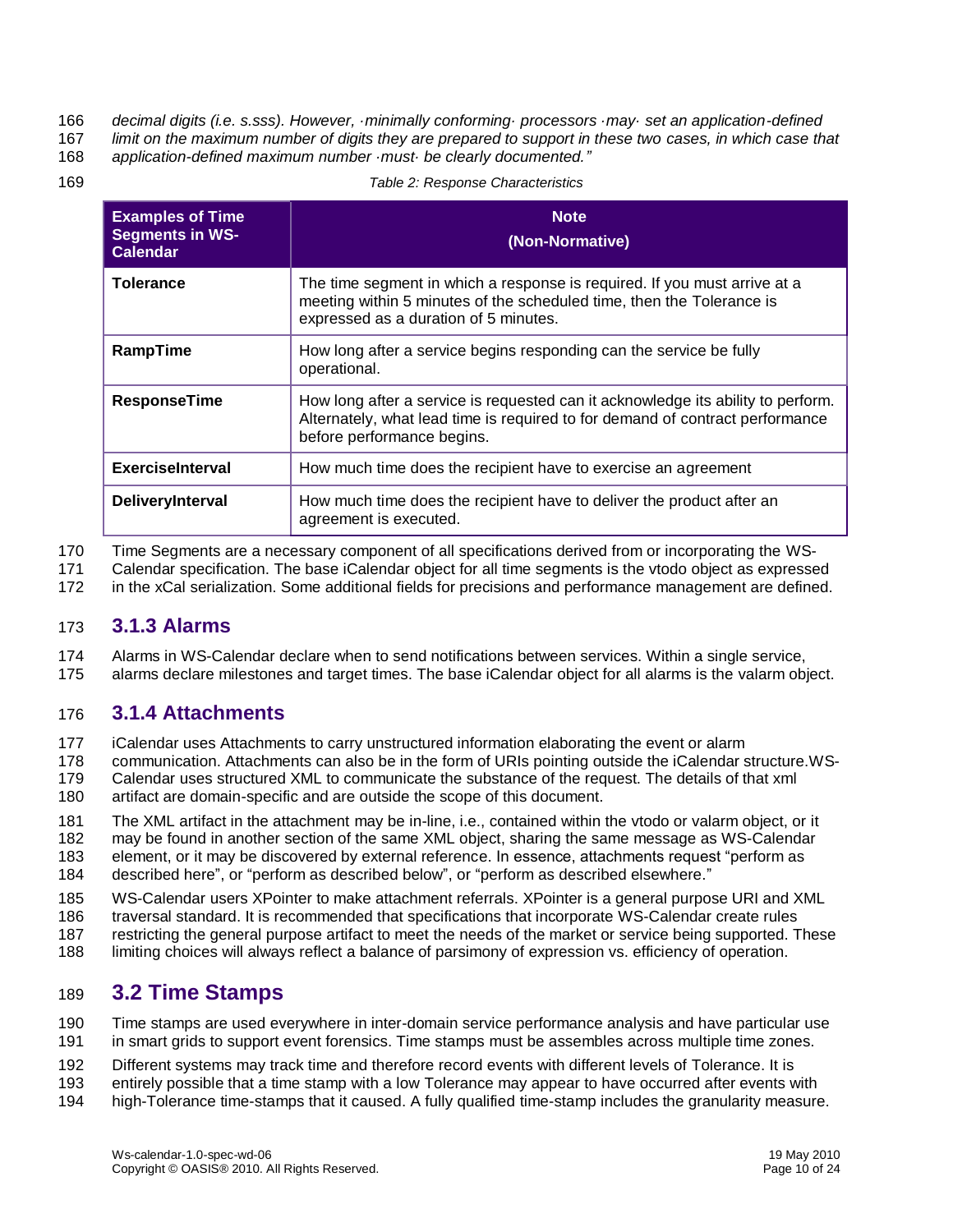*decimal digits (i.e. s.sss). However, ·minimally conforming· processors ·may· set an application-defined limit on the maximum number of digits they are prepared to support in these two cases, in which case that application-defined maximum number ·must· be clearly documented."*

*Table 2: Response Characteristics*

| Examples of Time Segments in WS-Calendar | Note (Non-Normative) |
|---|---|
| **Tolerance** | The time segment in which a response is required. If you must arrive at a meeting within 5 minutes of the scheduled time, then the Tolerance is expressed as a duration of 5 minutes. |
| **RampTime** | How long after a service begins responding can the service be fully operational. |
| **ResponseTime** | How long after a service is requested can it acknowledge its ability to perform. Alternately, what lead time is required to for demand of contract performance before performance begins. |
| **ExerciseInterval** | How much time does the recipient have to exercise an agreement |
| **DeliveryInterval** | How much time does the recipient have to deliver the product after an agreement is executed. |

Time Segments are a necessary component of all specifications derived from or incorporating the WS-Calendar specification. The base iCalendar object for all time segments is the vtodo object as expressed in the xCal serialization. Some additional fields for precisions and performance management are defined.

### 3.1.3 Alarms

Alarms in WS-Calendar declare when to send notifications between services. Within a single service, alarms declare milestones and target times. The base iCalendar object for all alarms is the valarm object.

### 3.1.4 Attachments

iCalendar uses Attachments to carry unstructured information elaborating the event or alarm communication. Attachments can also be in the form of URIs pointing outside the iCalendar structure.WS-Calendar uses structured XML to communicate the substance of the request. The details of that xml artifact are domain-specific and are outside the scope of this document.

The XML artifact in the attachment may be in-line, i.e., contained within the vtodo or valarm object, or it may be found in another section of the same XML object, sharing the same message as WS-Calendar element, or it may be discovered by external reference. In essence, attachments request "perform as described here", or "perform as described below", or "perform as described elsewhere."

WS-Calendar users XPointer to make attachment referrals. XPointer is a general purpose URI and XML traversal standard. It is recommended that specifications that incorporate WS-Calendar create rules restricting the general purpose artifact to meet the needs of the market or service being supported. These limiting choices will always reflect a balance of parsimony of expression vs. efficiency of operation.

## 3.2 Time Stamps

Time stamps are used everywhere in inter-domain service performance analysis and have particular use in smart grids to support event forensics. Time stamps must be assembles across multiple time zones.

Different systems may track time and therefore record events with different levels of Tolerance. It is entirely possible that a time stamp with a low Tolerance may appear to have occurred after events with high-Tolerance time-stamps that it caused. A fully qualified time-stamp includes the granularity measure.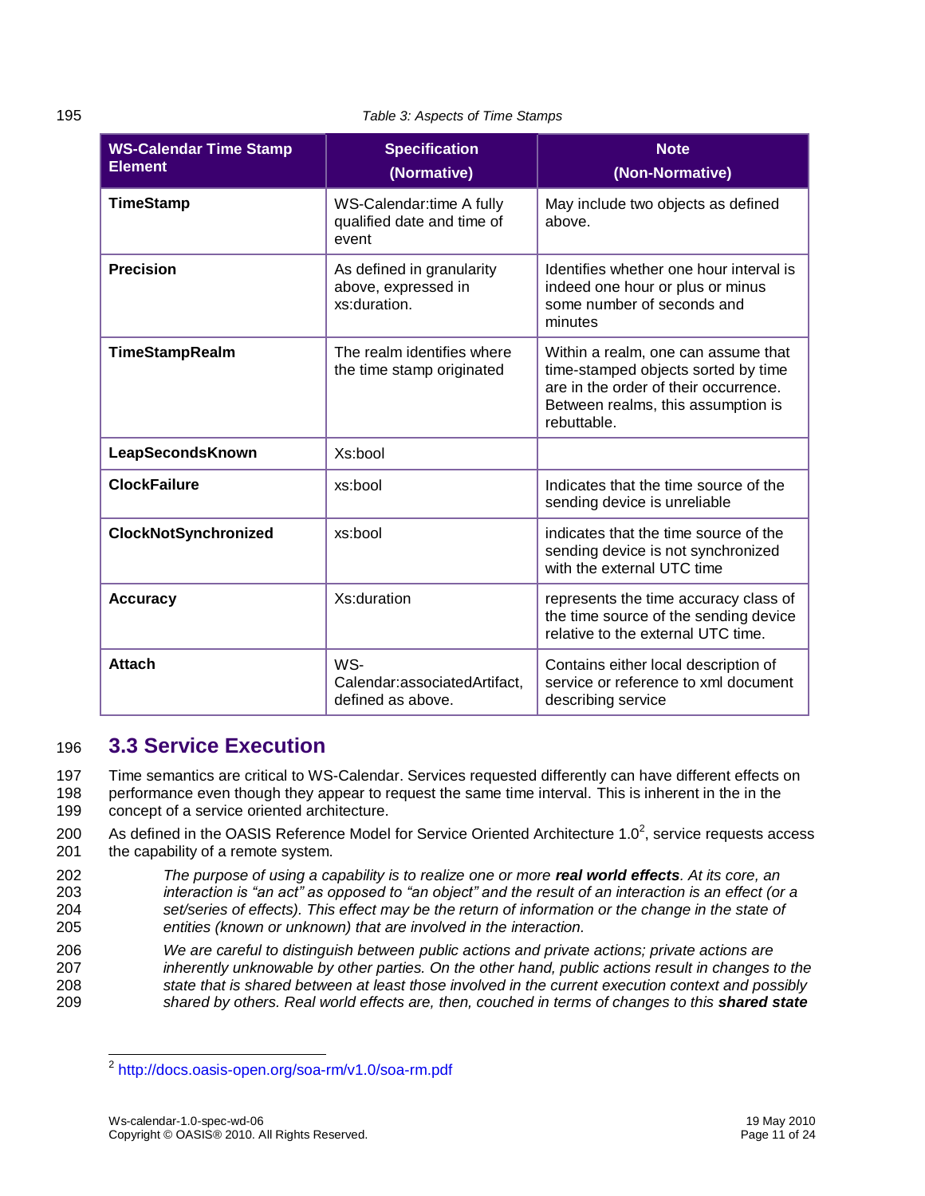Table 3: Aspects of Time Stamps

| WS-Calendar Time Stamp Element | Specification (Normative) | Note (Non-Normative) |
| --- | --- | --- |
| **TimeStamp** | WS-Calendar:time A fully qualified date and time of event | May include two objects as defined above. |
| **Precision** | As defined in granularity above, expressed in xs:duration. | Identifies whether one hour interval is indeed one hour or plus or minus some number of seconds and minutes |
| **TimeStampRealm** | The realm identifies where the time stamp originated | Within a realm, one can assume that time-stamped objects sorted by time are in the order of their occurrence. Between realms, this assumption is rebuttable. |
| **LeapSecondsKnown** | Xs:bool | |
| **ClockFailure** | xs:bool | Indicates that the time source of the sending device is unreliable |
| **ClockNotSynchronized** | xs:bool | indicates that the time source of the sending device is not synchronized with the external UTC time |
| **Accuracy** | Xs:duration | represents the time accuracy class of the time source of the sending device relative to the external UTC time. |
| **Attach** | WS-Calendar:associatedArtifact, defined as above. | Contains either local description of service or reference to xml document describing service |

## 3.3 Service Execution

Time semantics are critical to WS-Calendar. Services requested differently can have different effects on performance even though they appear to request the same time interval. This is inherent in the in the concept of a service oriented architecture.

As defined in the OASIS Reference Model for Service Oriented Architecture 1.0[2], service requests access the capability of a remote system.

> *The purpose of using a capability is to realize one or more **real world effects**. At its core, an interaction is "an act" as opposed to "an object" and the result of an interaction is an effect (or a set/series of effects). This effect may be the return of information or the change in the state of entities (known or unknown) that are involved in the interaction.*
>
> *We are careful to distinguish between public actions and private actions; private actions are inherently unknowable by other parties. On the other hand, public actions result in changes to the state that is shared between at least those involved in the current execution context and possibly shared by others. Real world effects are, then, couched in terms of changes to this **shared state***

---

[2] http://docs.oasis-open.org/soa-rm/v1.0/soa-rm.pdf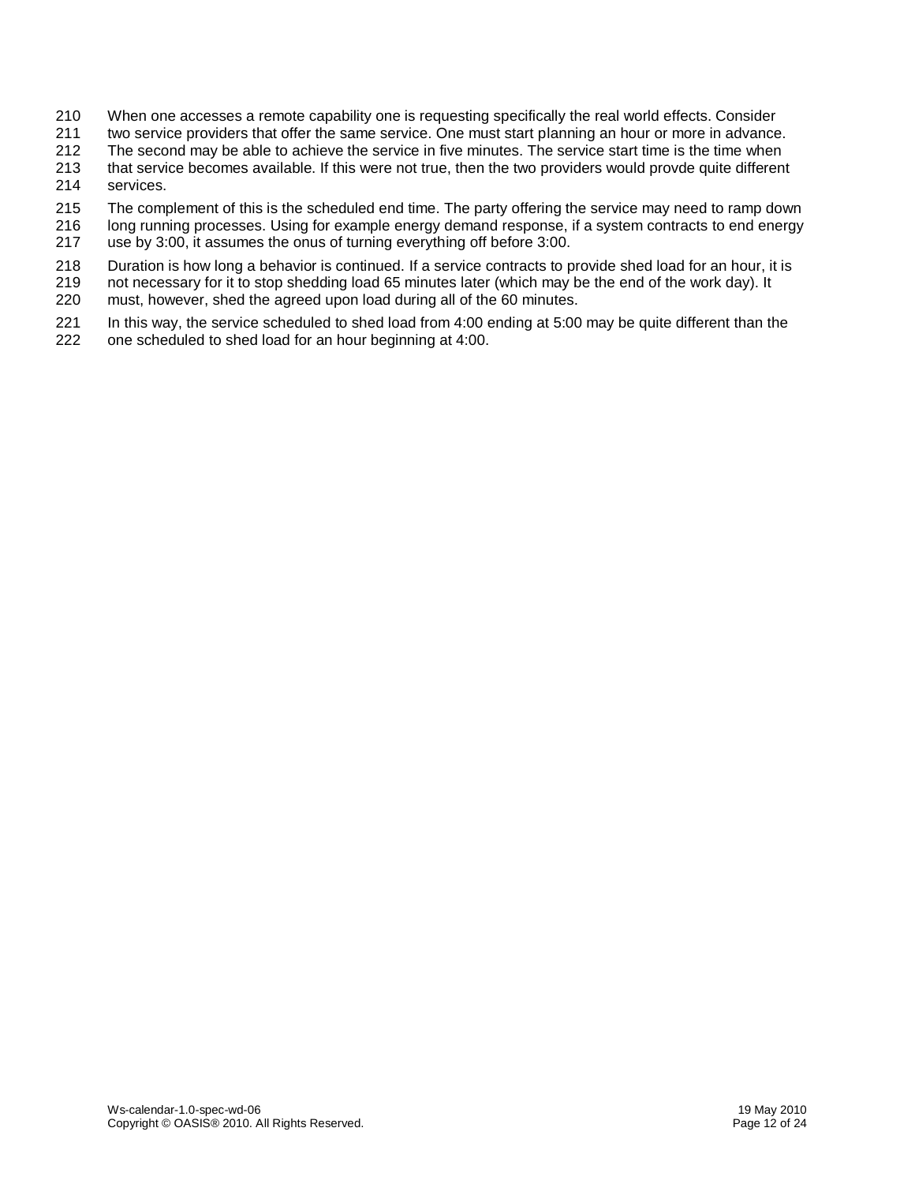When one accesses a remote capability one is requesting specifically the real world effects. Consider two service providers that offer the same service. One must start planning an hour or more in advance. The second may be able to achieve the service in five minutes. The service start time is the time when that service becomes available. If this were not true, then the two providers would provde quite different services.

The complement of this is the scheduled end time. The party offering the service may need to ramp down long running processes. Using for example energy demand response, if a system contracts to end energy use by 3:00, it assumes the onus of turning everything off before 3:00.

Duration is how long a behavior is continued. If a service contracts to provide shed load for an hour, it is not necessary for it to stop shedding load 65 minutes later (which may be the end of the work day). It must, however, shed the agreed upon load during all of the 60 minutes.

In this way, the service scheduled to shed load from 4:00 ending at 5:00 may be quite different than the one scheduled to shed load for an hour beginning at 4:00.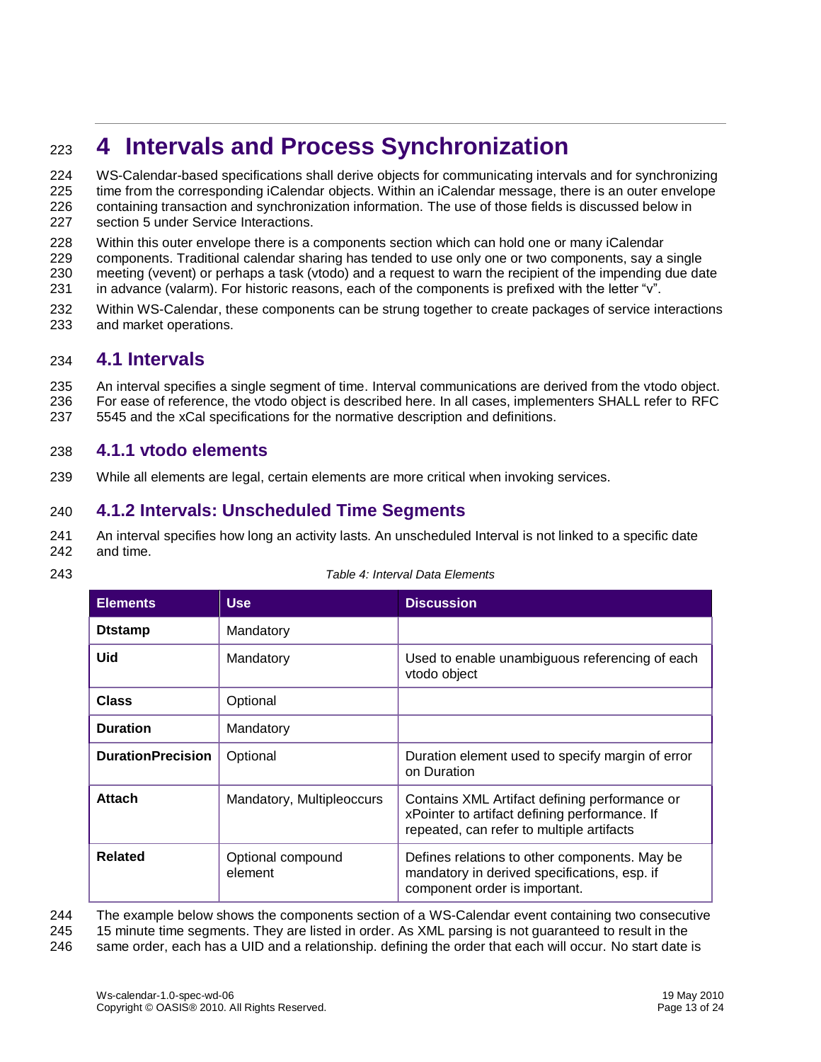# 4 Intervals and Process Synchronization

WS-Calendar-based specifications shall derive objects for communicating intervals and for synchronizing time from the corresponding iCalendar objects. Within an iCalendar message, there is an outer envelope containing transaction and synchronization information. The use of those fields is discussed below in section 5 under Service Interactions.

Within this outer envelope there is a components section which can hold one or many iCalendar components. Traditional calendar sharing has tended to use only one or two components, say a single meeting (vevent) or perhaps a task (vtodo) and a request to warn the recipient of the impending due date in advance (valarm). For historic reasons, each of the components is prefixed with the letter "v".

Within WS-Calendar, these components can be strung together to create packages of service interactions and market operations.

## 4.1 Intervals

An interval specifies a single segment of time. Interval communications are derived from the vtodo object. For ease of reference, the vtodo object is described here. In all cases, implementers SHALL refer to RFC 5545 and the xCal specifications for the normative description and definitions.

### 4.1.1 vtodo elements

While all elements are legal, certain elements are more critical when invoking services.

### 4.1.2 Intervals: Unscheduled Time Segments

An interval specifies how long an activity lasts. An unscheduled Interval is not linked to a specific date and time.

*Table 4: Interval Data Elements*

| Elements | Use | Discussion |
|---|---|---|
| **Dtstamp** | Mandatory | |
| **Uid** | Mandatory | Used to enable unambiguous referencing of each vtodo object |
| **Class** | Optional | |
| **Duration** | Mandatory | |
| **DurationPrecision** | Optional | Duration element used to specify margin of error on Duration |
| **Attach** | Mandatory, Multipleoccurs | Contains XML Artifact defining performance or xPointer to artifact defining performance. If repeated, can refer to multiple artifacts |
| **Related** | Optional compound element | Defines relations to other components. May be mandatory in derived specifications, esp. if component order is important. |

The example below shows the components section of a WS-Calendar event containing two consecutive 15 minute time segments. They are listed in order. As XML parsing is not guaranteed to result in the same order, each has a UID and a relationship. defining the order that each will occur. No start date is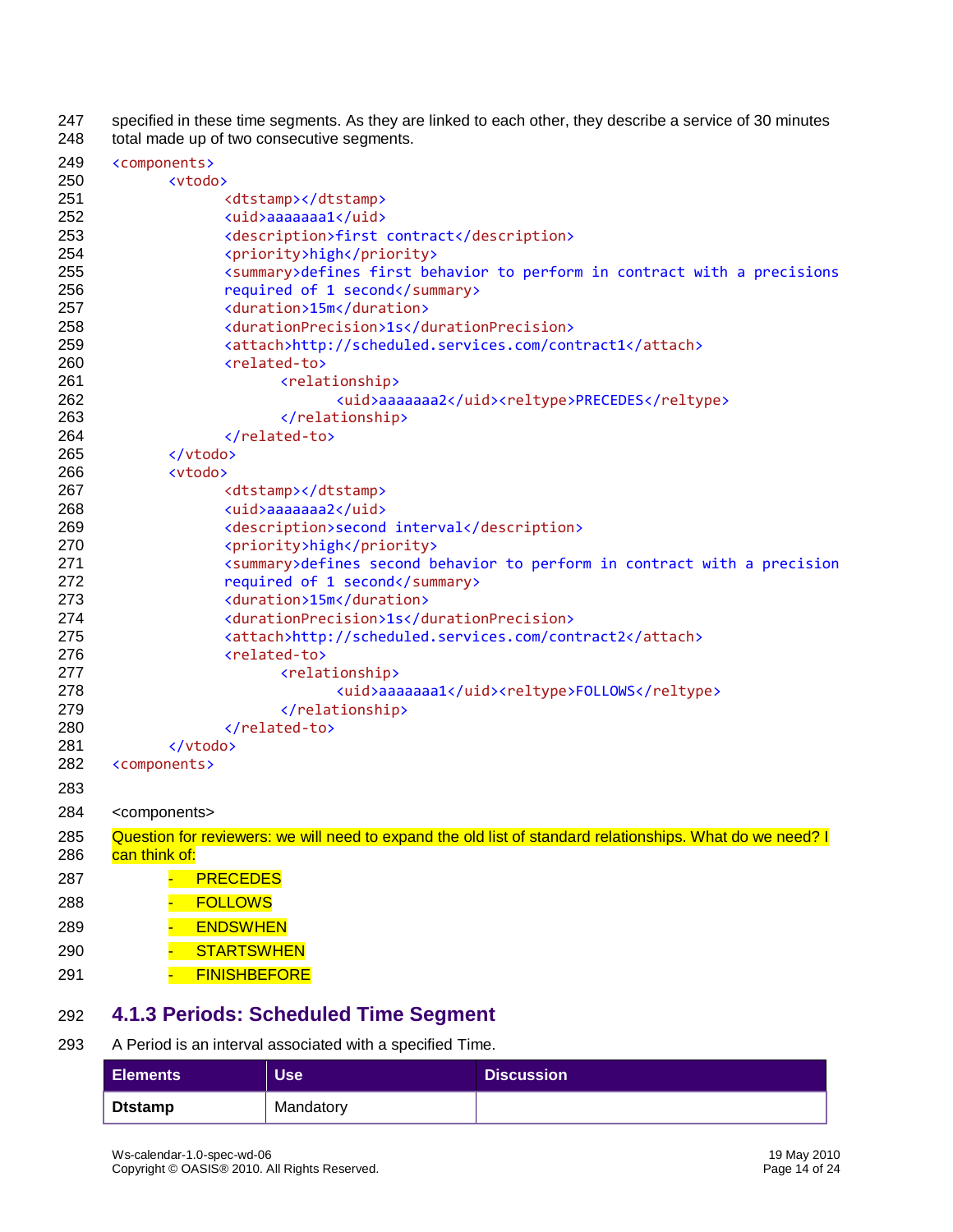specified in these time segments. As they are linked to each other, they describe a service of 30 minutes total made up of two consecutive segments.

```
<components>
	<vtodo>
		<dtstamp></dtstamp>
		<uid>aaaaaaa1</uid>
		<description>first contract</description>
		<priority>high</priority>
		<summary>defines first behavior to perform in contract with a precisions required of 1 second</summary>
		<duration>15m</duration>
		<durationPrecision>1s</durationPrecision>
		<attach>http://scheduled.services.com/contract1</attach>
		<related-to>
			<relationship>
				<uid>aaaaaaa2</uid><reltype>PRECEDES</reltype>
			</relationship>
		</related-to>
	</vtodo>
	<vtodo>
		<dtstamp></dtstamp>
		<uid>aaaaaaa2</uid>
		<description>second interval</description>
		<priority>high</priority>
		<summary>defines second behavior to perform in contract with a precision required of 1 second</summary>
		<duration>15m</duration>
		<durationPrecision>1s</durationPrecision>
		<attach>http://scheduled.services.com/contract2</attach>
		<related-to>
			<relationship>
				<uid>aaaaaaa1</uid><reltype>FOLLOWS</reltype>
			</relationship>
		</related-to>
	</vtodo>
<components>
```

<components>

Question for reviewers: we will need to expand the old list of standard relationships. What do we need? I can think of:

- PRECEDES
- FOLLOWS
- ENDSWHEN
- STARTSWHEN
- FINISHBEFORE

### 4.1.3 Periods: Scheduled Time Segment

A Period is an interval associated with a specified Time.

| Elements | Use | Discussion |
|---|---|---|
| **Dtstamp** | Mandatory | |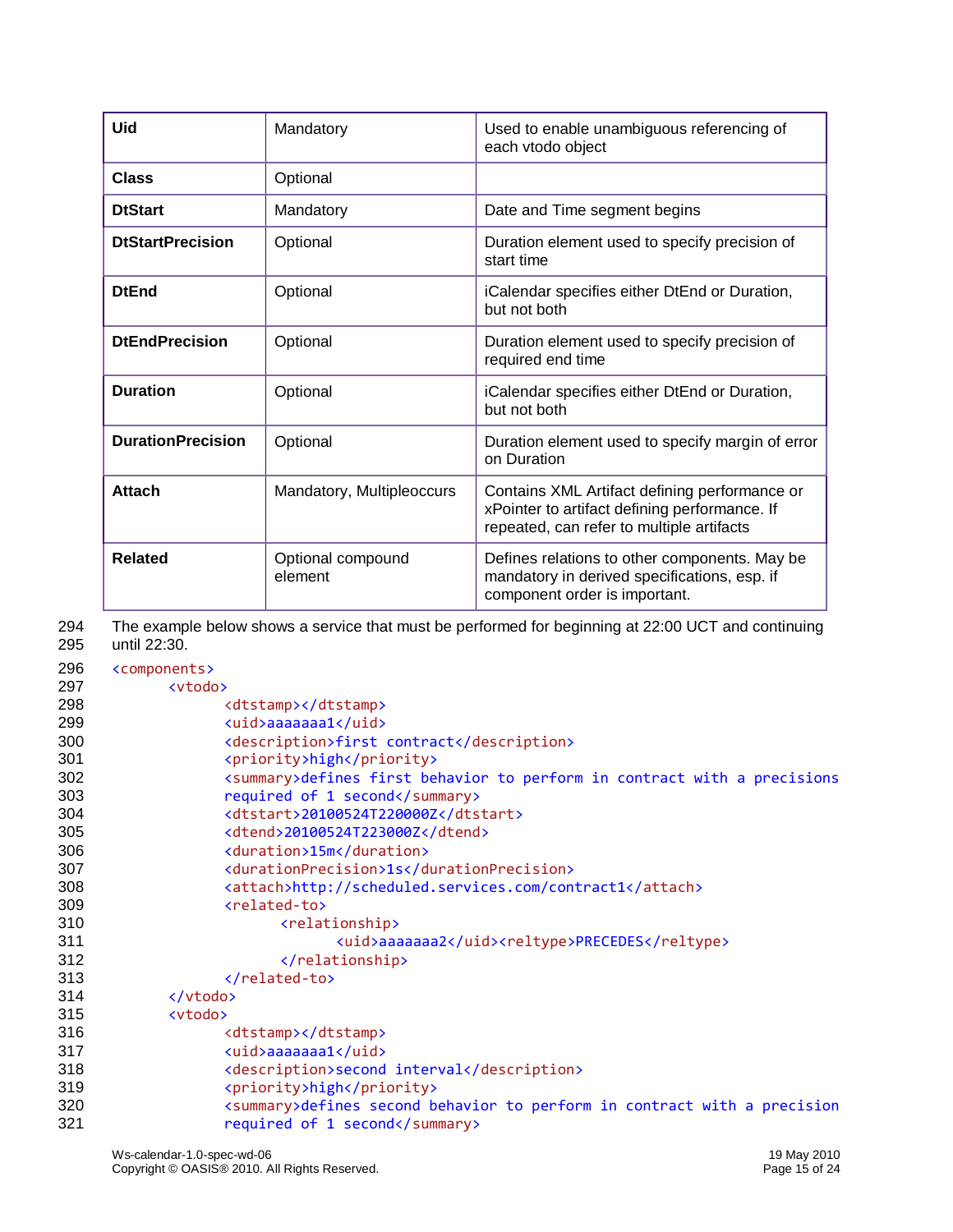| Uid | Mandatory | Used to enable unambiguous referencing of each vtodo object |
|---|---|---|
| **Class** | Optional | |
| **DtStart** | Mandatory | Date and Time segment begins |
| **DtStartPrecision** | Optional | Duration element used to specify precision of start time |
| **DtEnd** | Optional | iCalendar specifies either DtEnd or Duration, but not both |
| **DtEndPrecision** | Optional | Duration element used to specify precision of required end time |
| **Duration** | Optional | iCalendar specifies either DtEnd or Duration, but not both |
| **DurationPrecision** | Optional | Duration element used to specify margin of error on Duration |
| **Attach** | Mandatory, Multipleoccurs | Contains XML Artifact defining performance or xPointer to artifact defining performance. If repeated, can refer to multiple artifacts |
| **Related** | Optional compound element | Defines relations to other components. May be mandatory in derived specifications, esp. if component order is important. |

The example below shows a service that must be performed for beginning at 22:00 UCT and continuing until 22:30.

```
<components>
      <vtodo>
            <dtstamp></dtstamp>
            <uid>aaaaaaa1</uid>
            <description>first contract</description>
            <priority>high</priority>
            <summary>defines first behavior to perform in contract with a precisions
            required of 1 second</summary>
            <dtstart>20100524T220000Z</dtstart>
            <dtend>20100524T223000Z</dtend>
            <duration>15m</duration>
            <durationPrecision>1s</durationPrecision>
            <attach>http://scheduled.services.com/contract1</attach>
            <related-to>
                  <relationship>
                        <uid>aaaaaaa2</uid><reltype>PRECEDES</reltype>
                  </relationship>
            </related-to>
      </vtodo>
      <vtodo>
            <dtstamp></dtstamp>
            <uid>aaaaaaa1</uid>
            <description>second interval</description>
            <priority>high</priority>
            <summary>defines second behavior to perform in contract with a precision
            required of 1 second</summary>
```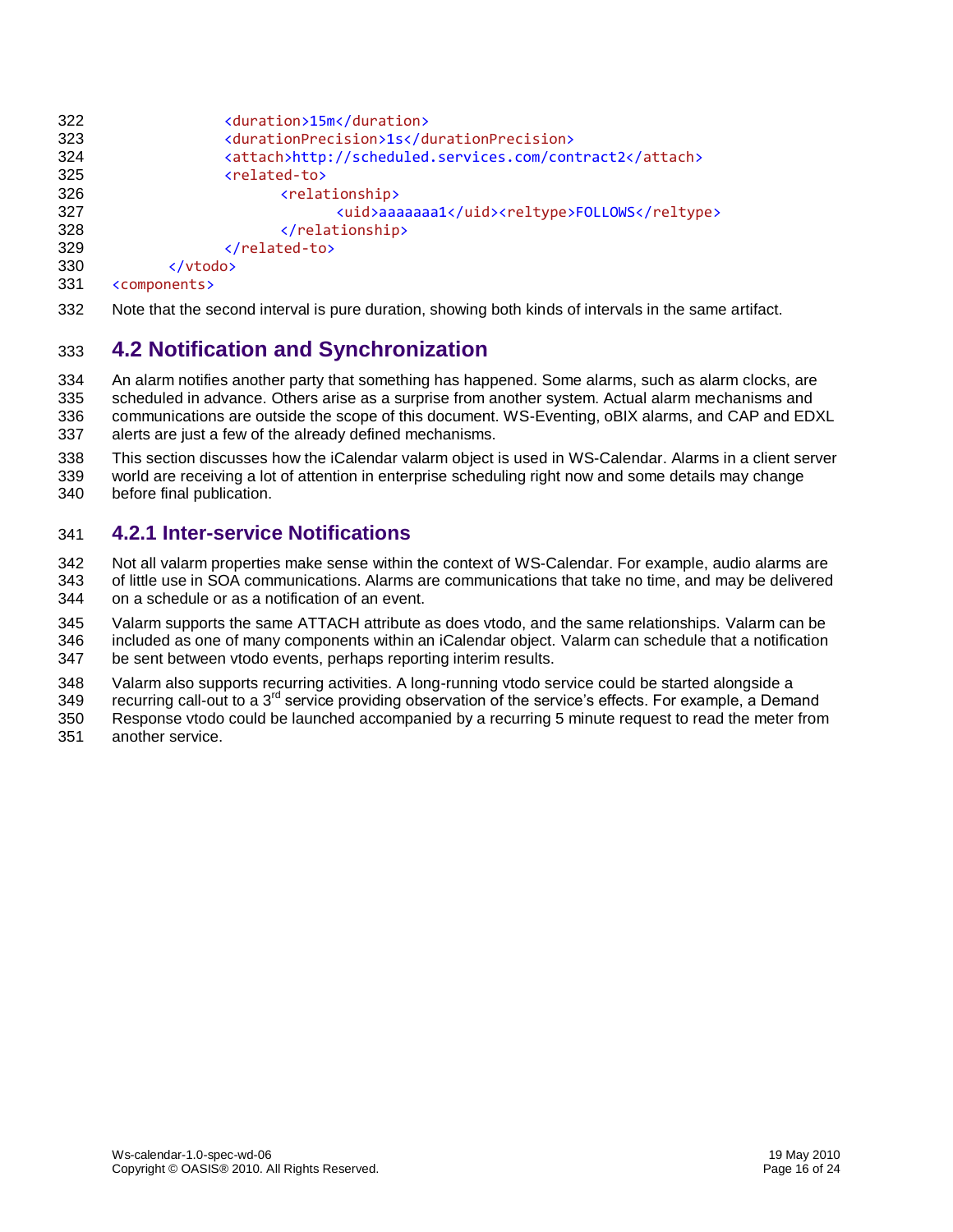```xml
            <duration>15m</duration>
            <durationPrecision>1s</durationPrecision>
            <attach>http://scheduled.services.com/contract2</attach>
            <related-to>
                  <relationship>
                        <uid>aaaaaaa1</uid><reltype>FOLLOWS</reltype>
                  </relationship>
            </related-to>
      </vtodo>
<components>
```

Note that the second interval is pure duration, showing both kinds of intervals in the same artifact.

## 4.2 Notification and Synchronization

An alarm notifies another party that something has happened. Some alarms, such as alarm clocks, are scheduled in advance. Others arise as a surprise from another system. Actual alarm mechanisms and communications are outside the scope of this document. WS-Eventing, oBIX alarms, and CAP and EDXL alerts are just a few of the already defined mechanisms.

This section discusses how the iCalendar valarm object is used in WS-Calendar. Alarms in a client server world are receiving a lot of attention in enterprise scheduling right now and some details may change before final publication.

### 4.2.1 Inter-service Notifications

Not all valarm properties make sense within the context of WS-Calendar. For example, audio alarms are of little use in SOA communications. Alarms are communications that take no time, and may be delivered on a schedule or as a notification of an event.

Valarm supports the same ATTACH attribute as does vtodo, and the same relationships. Valarm can be included as one of many components within an iCalendar object. Valarm can schedule that a notification be sent between vtodo events, perhaps reporting interim results.

Valarm also supports recurring activities. A long-running vtodo service could be started alongside a recurring call-out to a 3rd service providing observation of the service's effects. For example, a Demand Response vtodo could be launched accompanied by a recurring 5 minute request to read the meter from another service.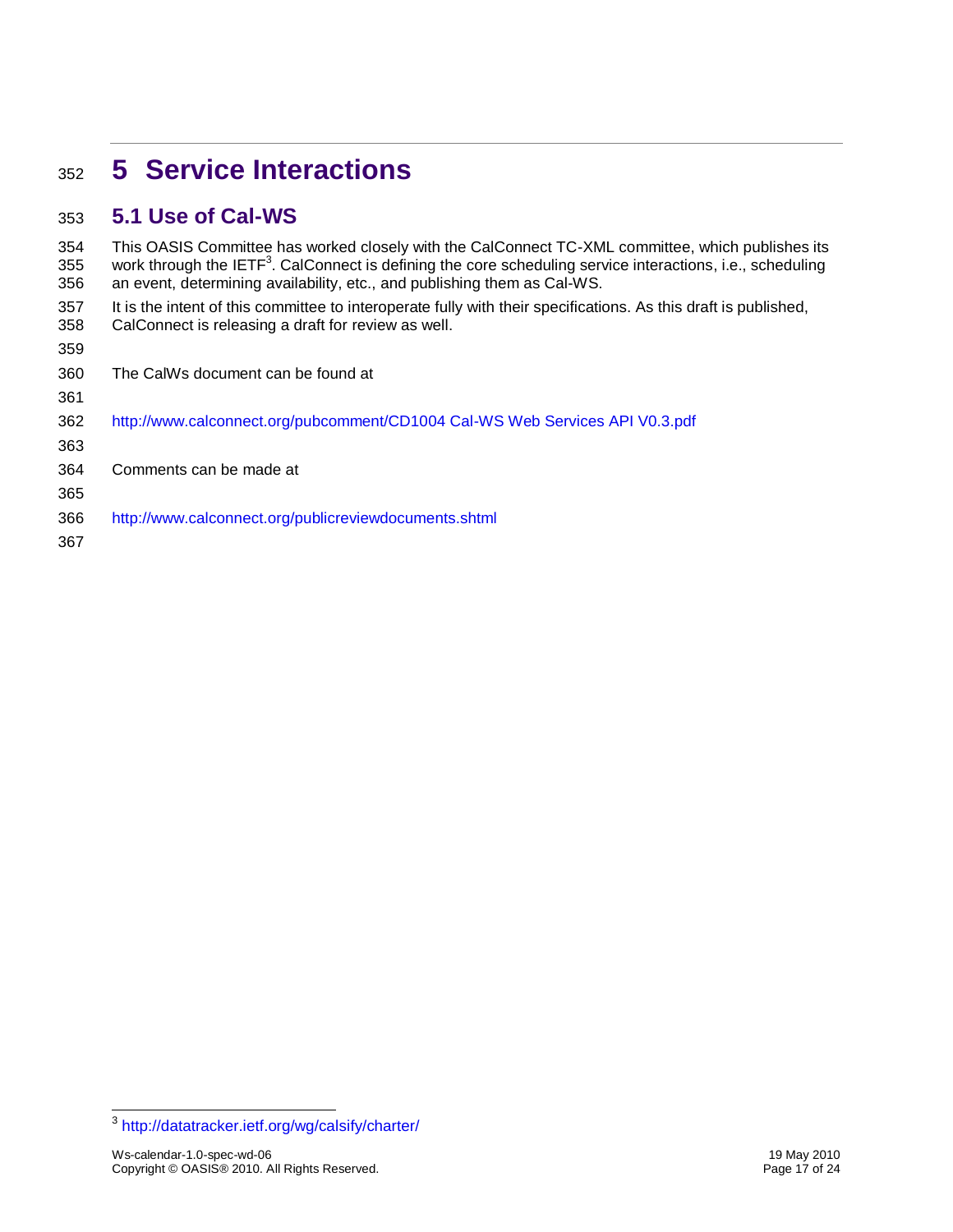# 5 Service Interactions

## 5.1 Use of Cal-WS

This OASIS Committee has worked closely with the CalConnect TC-XML committee, which publishes its work through the IETF[3]. CalConnect is defining the core scheduling service interactions, i.e., scheduling an event, determining availability, etc., and publishing them as Cal-WS.

It is the intent of this committee to interoperate fully with their specifications. As this draft is published, CalConnect is releasing a draft for review as well.

The CalWs document can be found at

http://www.calconnect.org/pubcomment/CD1004 Cal-WS Web Services API V0.3.pdf

Comments can be made at

http://www.calconnect.org/publicreviewdocuments.shtml

---

[3] http://datatracker.ietf.org/wg/calsify/charter/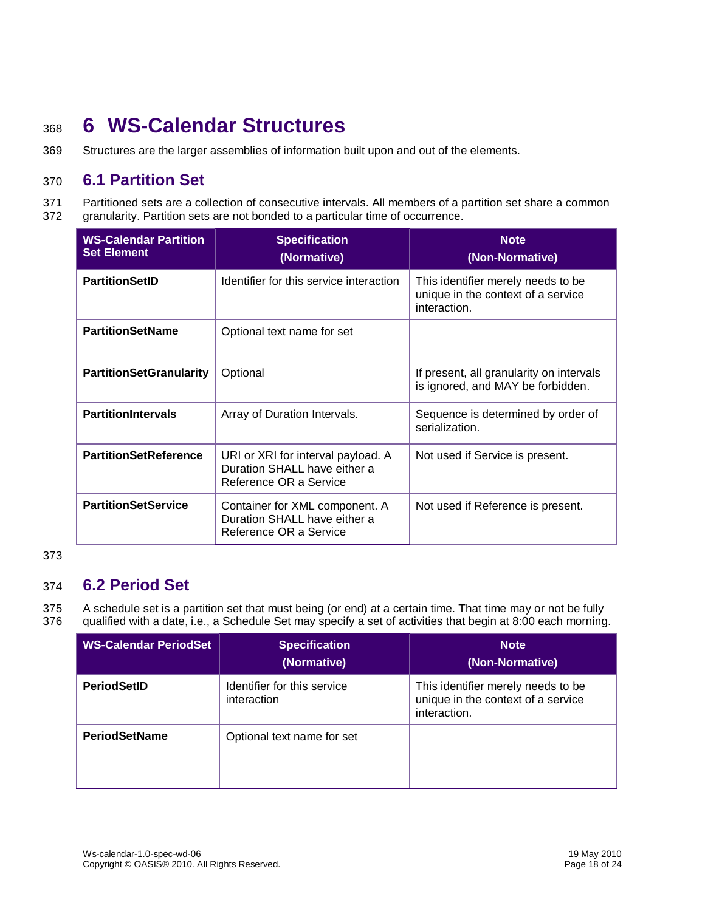# 6 WS-Calendar Structures

Structures are the larger assemblies of information built upon and out of the elements.

## 6.1 Partition Set

Partitioned sets are a collection of consecutive intervals. All members of a partition set share a common granularity. Partition sets are not bonded to a particular time of occurrence.

| WS-Calendar Partition Set Element | Specification (Normative) | Note (Non-Normative) |
|---|---|---|
| **PartitionSetID** | Identifier for this service interaction | This identifier merely needs to be unique in the context of a service interaction. |
| **PartitionSetName** | Optional text name for set | |
| **PartitionSetGranularity** | Optional | If present, all granularity on intervals is ignored, and MAY be forbidden. |
| **PartitionIntervals** | Array of Duration Intervals. | Sequence is determined by order of serialization. |
| **PartitionSetReference** | URI or XRI for interval payload. A Duration SHALL have either a Reference OR a Service | Not used if Service is present. |
| **PartitionSetService** | Container for XML component. A Duration SHALL have either a Reference OR a Service | Not used if Reference is present. |

## 6.2 Period Set

A schedule set is a partition set that must being (or end) at a certain time. That time may or not be fully qualified with a date, i.e., a Schedule Set may specify a set of activities that begin at 8:00 each morning.

| WS-Calendar PeriodSet | Specification (Normative) | Note (Non-Normative) |
|---|---|---|
| **PeriodSetID** | Identifier for this service interaction | This identifier merely needs to be unique in the context of a service interaction. |
| **PeriodSetName** | Optional text name for set | |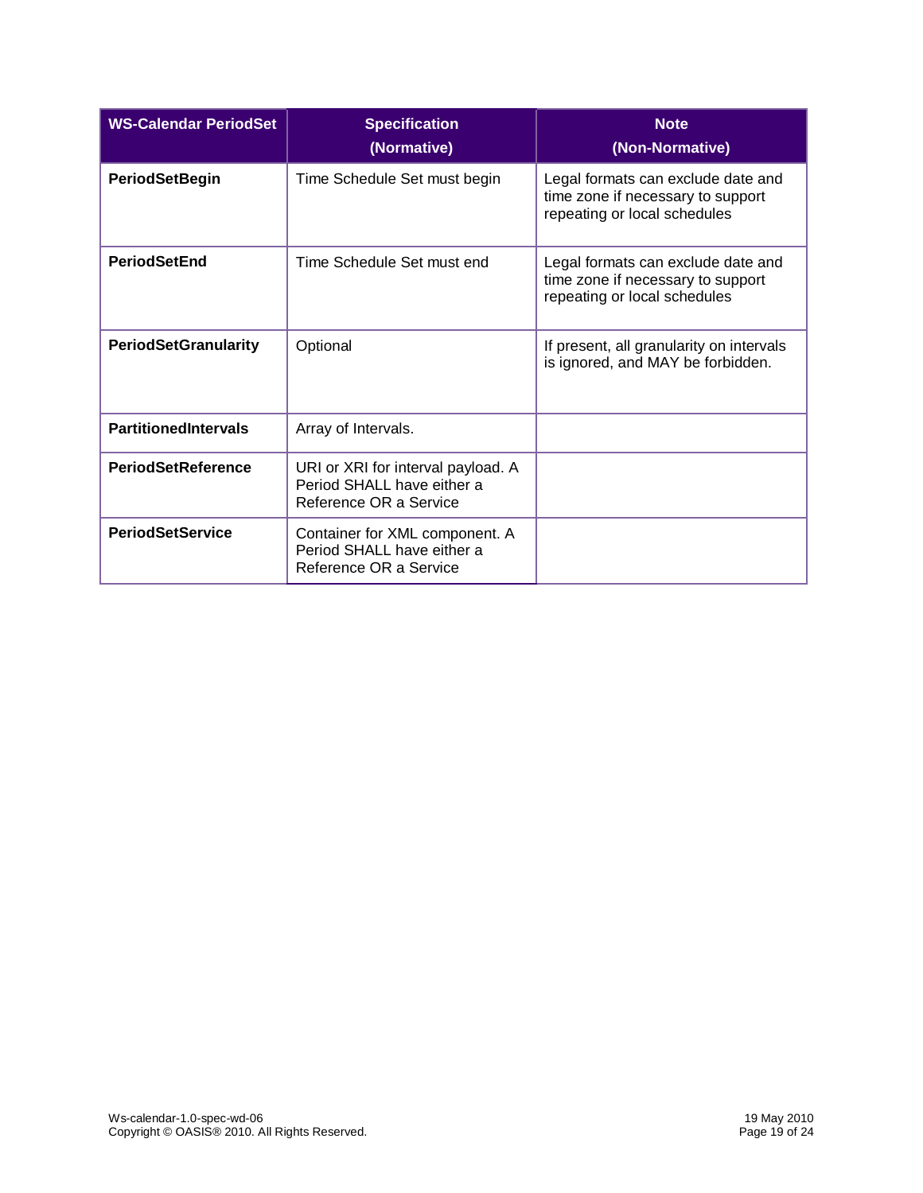| WS-Calendar PeriodSet | Specification (Normative) | Note (Non-Normative) |
|---|---|---|
| **PeriodSetBegin** | Time Schedule Set must begin | Legal formats can exclude date and time zone if necessary to support repeating or local schedules |
| **PeriodSetEnd** | Time Schedule Set must end | Legal formats can exclude date and time zone if necessary to support repeating or local schedules |
| **PeriodSetGranularity** | Optional | If present, all granularity on intervals is ignored, and MAY be forbidden. |
| **PartitionedIntervals** | Array of Intervals. | |
| **PeriodSetReference** | URI or XRI for interval payload. A Period SHALL have either a Reference OR a Service | |
| **PeriodSetService** | Container for XML component. A Period SHALL have either a Reference OR a Service | |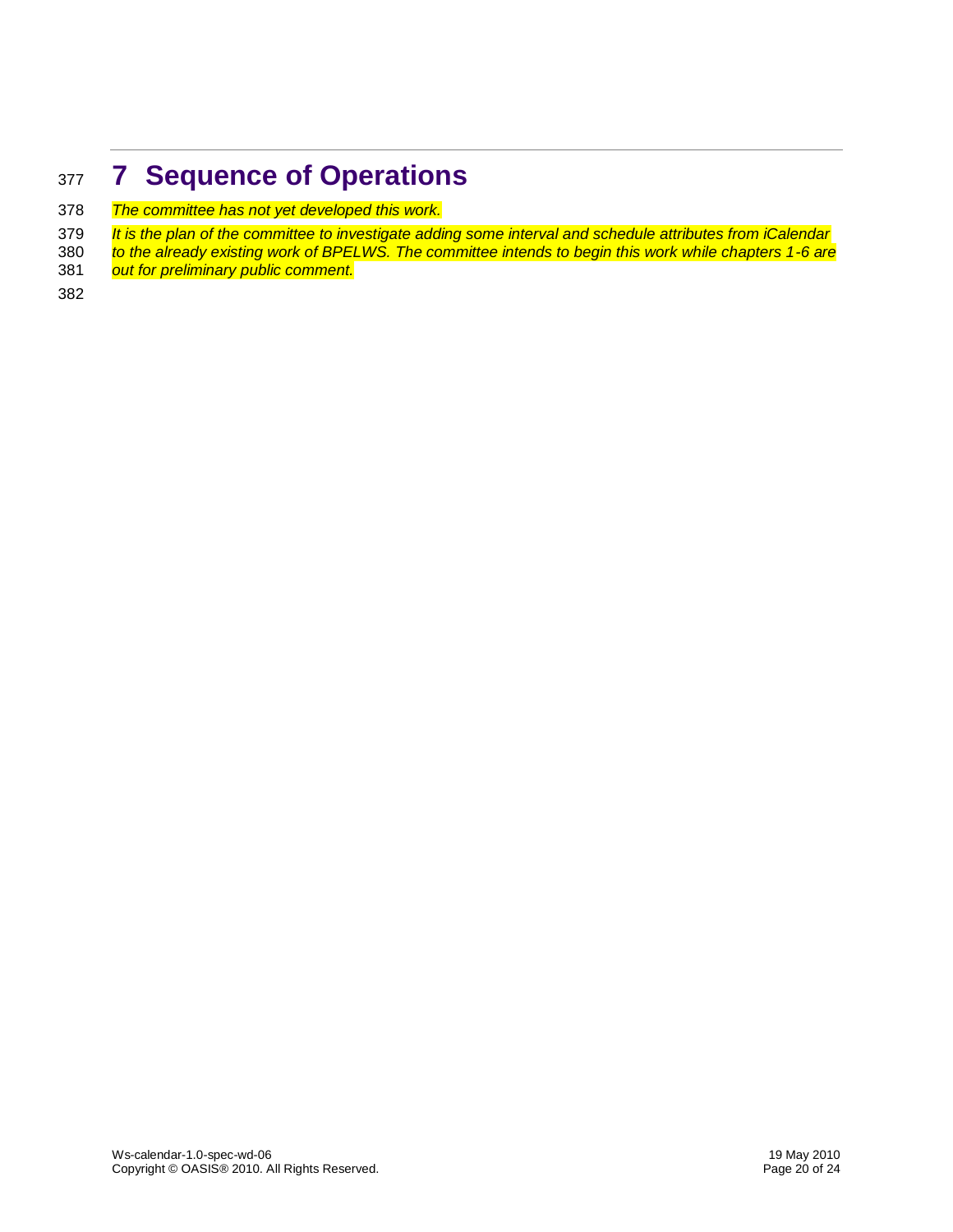# 7 Sequence of Operations

*The committee has not yet developed this work.*

*It is the plan of the committee to investigate adding some interval and schedule attributes from iCalendar to the already existing work of BPELWS. The committee intends to begin this work while chapters 1-6 are out for preliminary public comment.*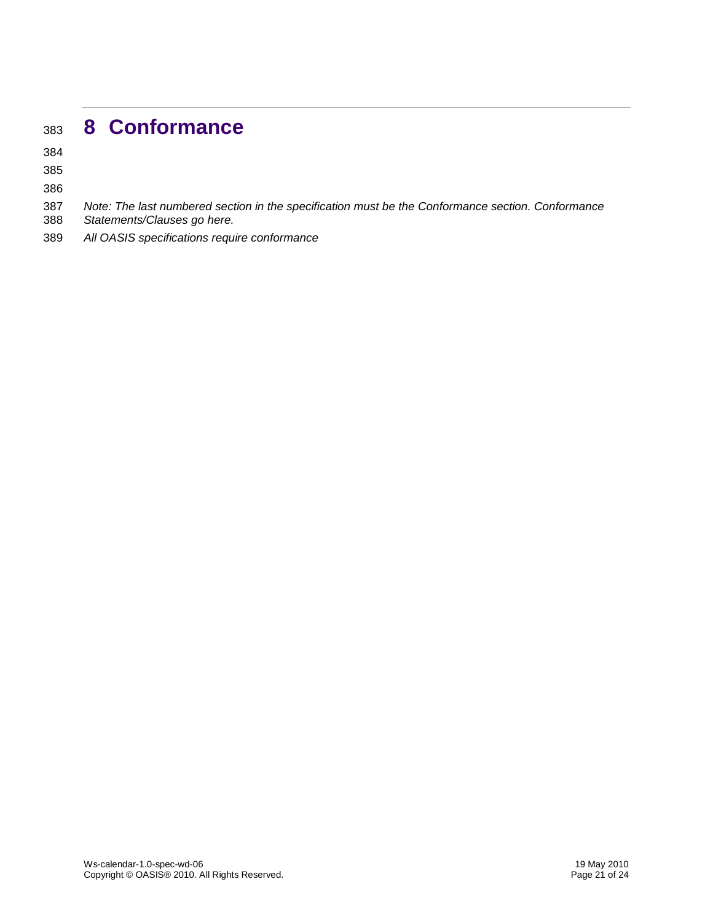# 8 Conformance

*Note: The last numbered section in the specification must be the Conformance section. Conformance Statements/Clauses go here.*

*All OASIS specifications require conformance*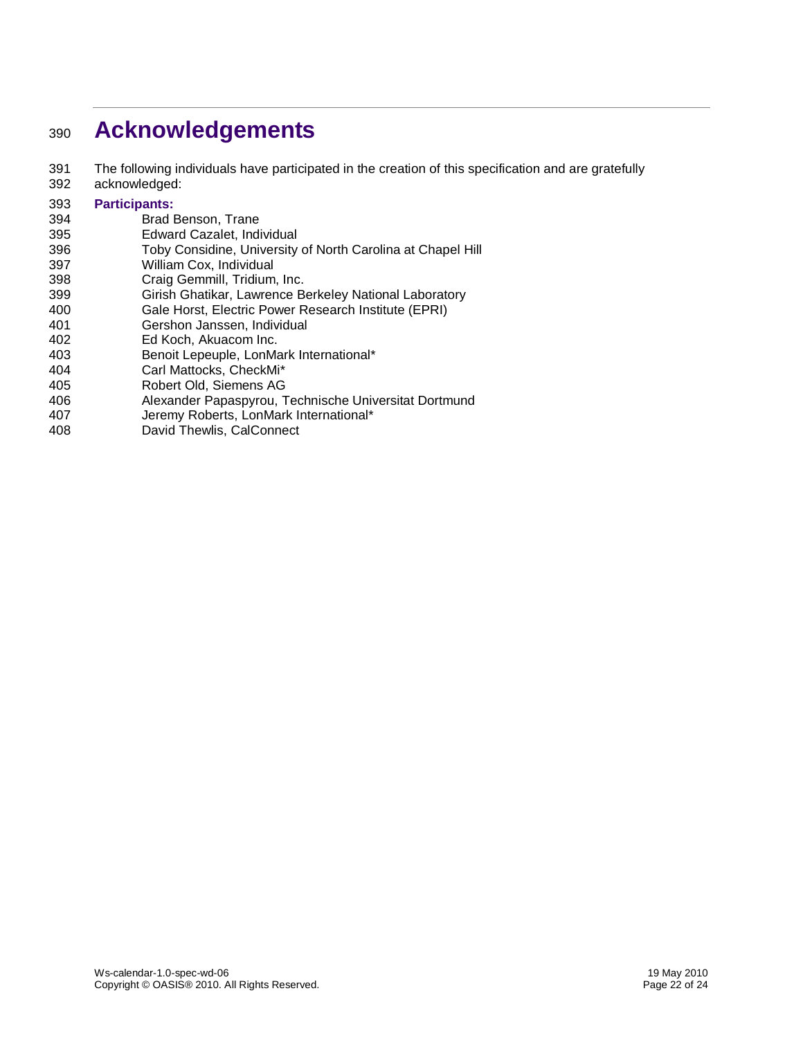# Acknowledgements

The following individuals have participated in the creation of this specification and are gratefully acknowledged:

**Participants:**

Brad Benson, Trane
Edward Cazalet, Individual
Toby Considine, University of North Carolina at Chapel Hill
William Cox, Individual
Craig Gemmill, Tridium, Inc.
Girish Ghatikar, Lawrence Berkeley National Laboratory
Gale Horst, Electric Power Research Institute (EPRI)
Gershon Janssen, Individual
Ed Koch, Akuacom Inc.
Benoit Lepeuple, LonMark International*
Carl Mattocks, CheckMi*
Robert Old, Siemens AG
Alexander Papaspyrou, Technische Universitat Dortmund
Jeremy Roberts, LonMark International*
David Thewlis, CalConnect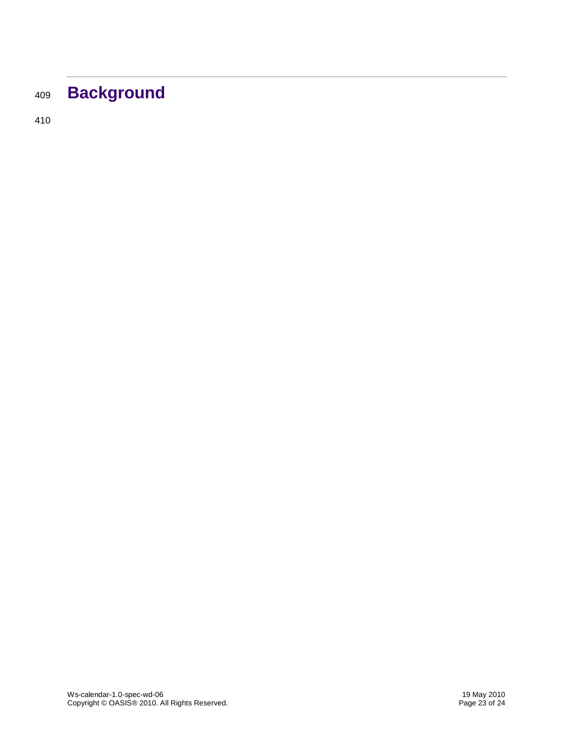# Background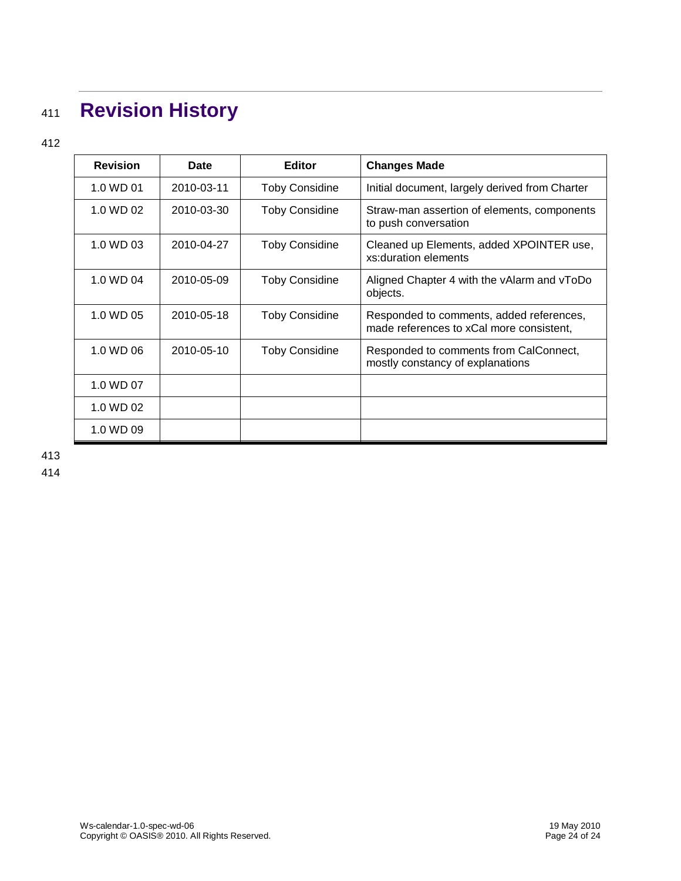# Revision History

| Revision | Date | Editor | Changes Made |
|---|---|---|---|
| 1.0 WD 01 | 2010-03-11 | Toby Considine | Initial document, largely derived from Charter |
| 1.0 WD 02 | 2010-03-30 | Toby Considine | Straw-man assertion of elements, components to push conversation |
| 1.0 WD 03 | 2010-04-27 | Toby Considine | Cleaned up Elements, added XPOINTER use, xs:duration elements |
| 1.0 WD 04 | 2010-05-09 | Toby Considine | Aligned Chapter 4 with the vAlarm and vToDo objects. |
| 1.0 WD 05 | 2010-05-18 | Toby Considine | Responded to comments, added references, made references to xCal more consistent, |
| 1.0 WD 06 | 2010-05-10 | Toby Considine | Responded to comments from CalConnect, mostly constancy of explanations |
| 1.0 WD 07 | | | |
| 1.0 WD 02 | | | |
| 1.0 WD 09 | | | |